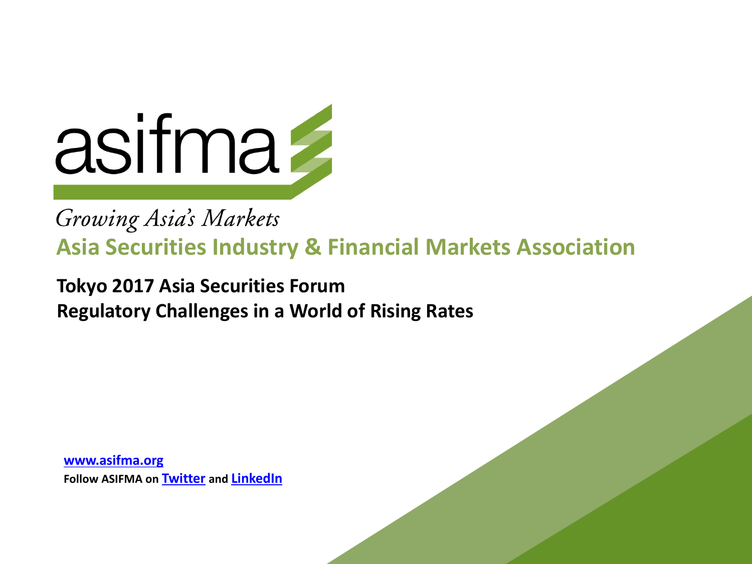asifma

*Growing Asia's Markets*

**Asia Securities Industry & Financial Markets Association**

# Tokyo 2017 Asia Securities Forum
# Regulatory Challenges in a World of Rising Rates

**www.asifma.org**

**Follow ASIFMA on Twitter and LinkedIn**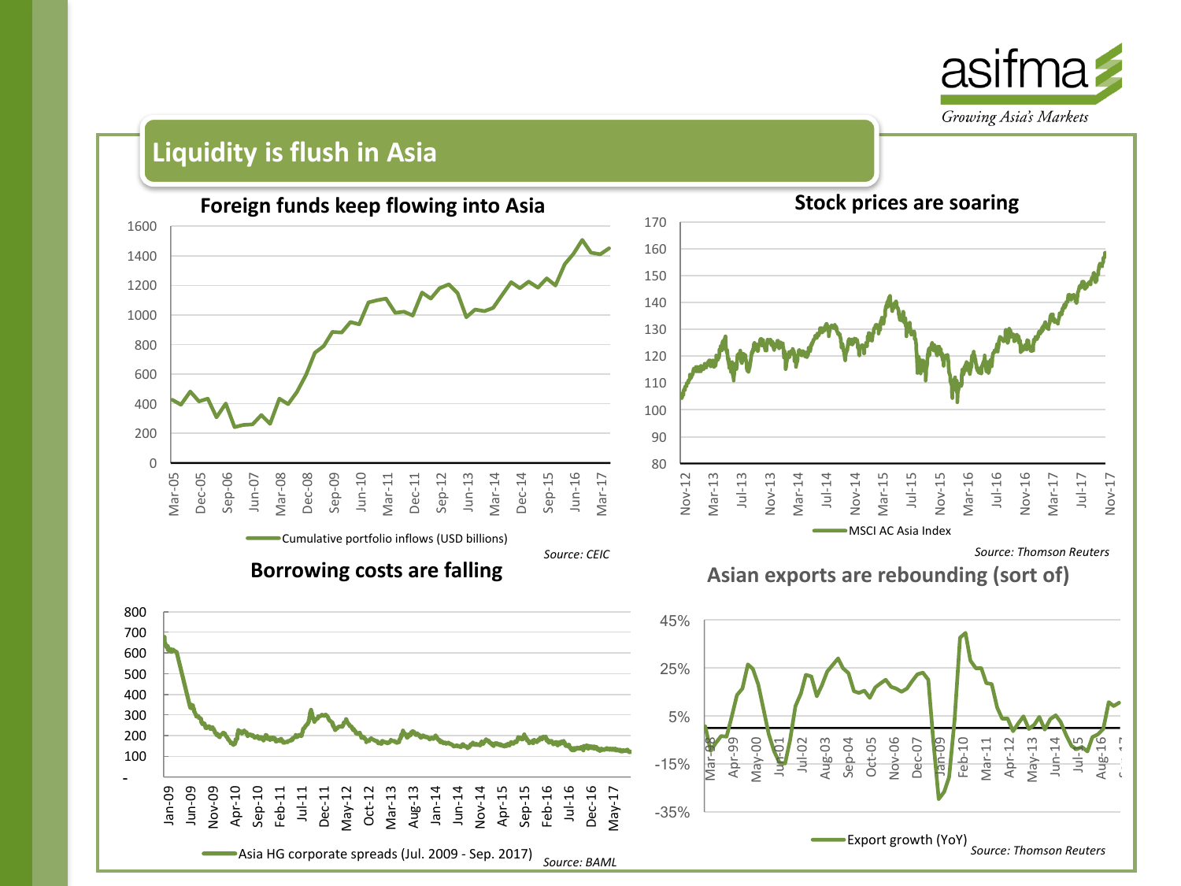# Liquidity is flush in Asia

## Foreign funds keep flowing into Asia

Cumulative portfolio inflows (USD billions)

*Source: CEIC*

## Stock prices are soaring

MSCI AC Asia Index

*Source: Thomson Reuters*

## Borrowing costs are falling

Asia HG corporate spreads (Jul. 2009 - Sep. 2017)

*Source: BAML*

## Asian exports are rebounding (sort of)

Export growth (YoY)

*Source: Thomson Reuters*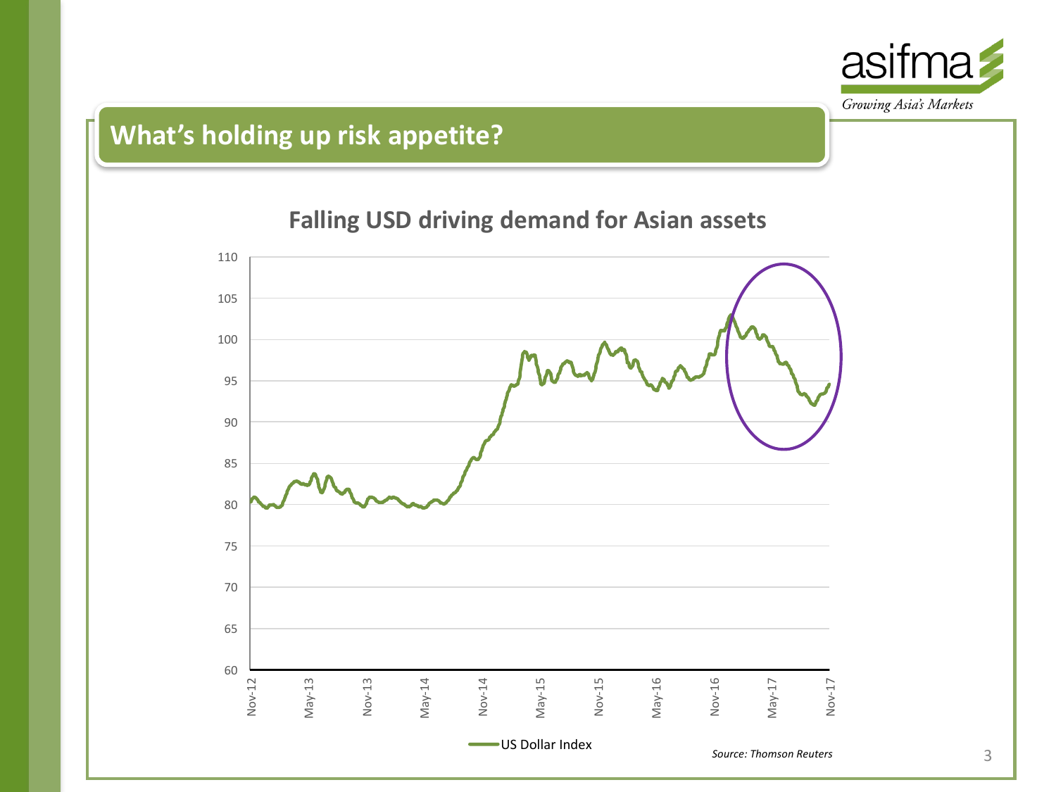## What's holding up risk appetite?

**Falling USD driving demand for Asian assets**

US Dollar Index

*Source: Thomson Reuters*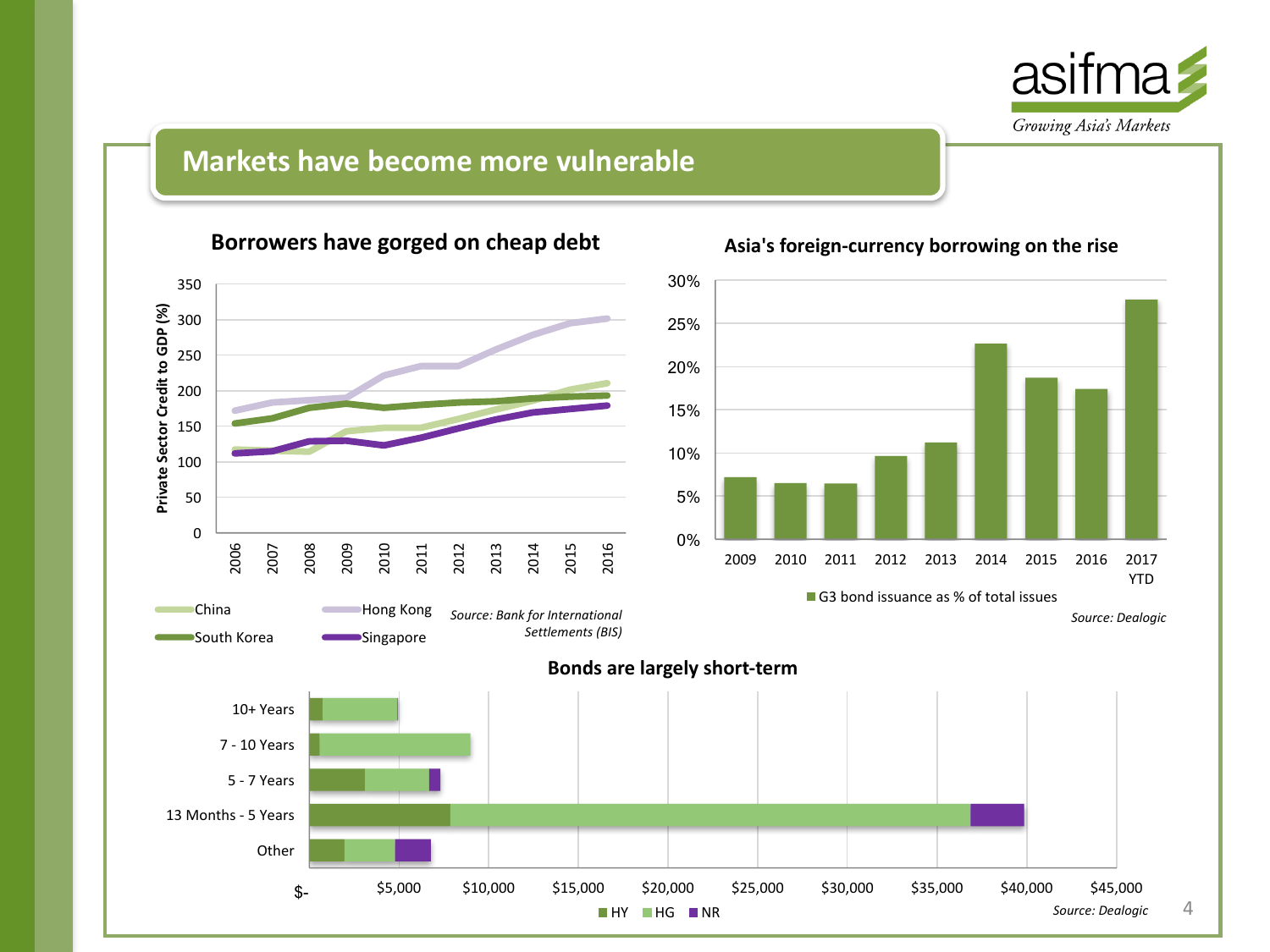## Markets have become more vulnerable

### Borrowers have gorged on cheap debt

Private Sector Credit to GDP (%)

China · Hong Kong · South Korea · Singapore

*Source: Bank for International Settlements (BIS)*

### Asia's foreign-currency borrowing on the rise

G3 bond issuance as % of total issues

*Source: Dealogic*

### Bonds are largely short-term

HY · HG · NR

*Source: Dealogic*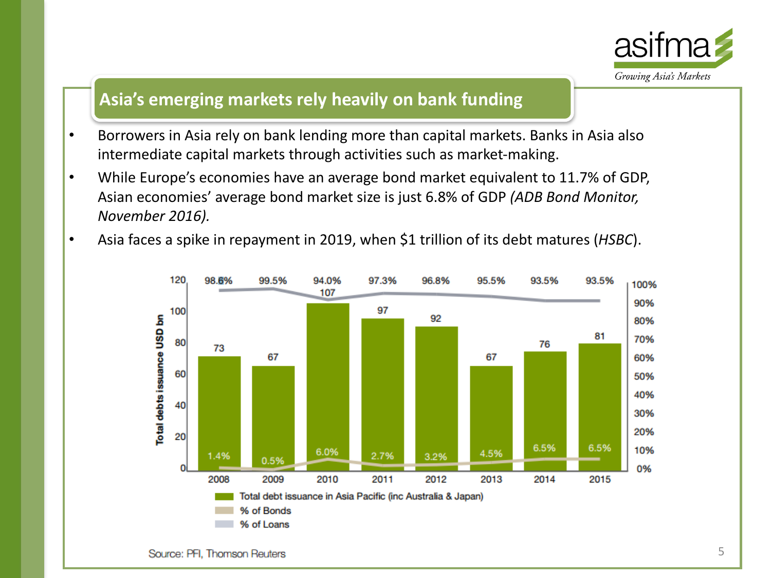## Asia's emerging markets rely heavily on bank funding

- Borrowers in Asia rely on bank lending more than capital markets. Banks in Asia also intermediate capital markets through activities such as market-making.
- While Europe's economies have an average bond market equivalent to 11.7% of GDP, Asian economies' average bond market size is just 6.8% of GDP *(ADB Bond Monitor, November 2016).*
- Asia faces a spike in repayment in 2019, when $1 trillion of its debt matures (*HSBC*).

| Year | Total debt issuance in Asia Pacific (inc Australia & Japan) (USD bn) | % of Bonds | % of Loans |
|---|---|---|---|
| 2008 | 73 | 1.4% | 98.6% |
| 2009 | 67 | 0.5% | 99.5% |
| 2010 | 107 | 6.0% | 94.0% |
| 2011 | 97 | 2.7% | 97.3% |
| 2012 | 92 | 3.2% | 96.8% |
| 2013 | 67 | 4.5% | 95.5% |
| 2014 | 76 | 6.5% | 93.5% |
| 2015 | 81 | 6.5% | 93.5% |

Source: PFI, Thomson Reuters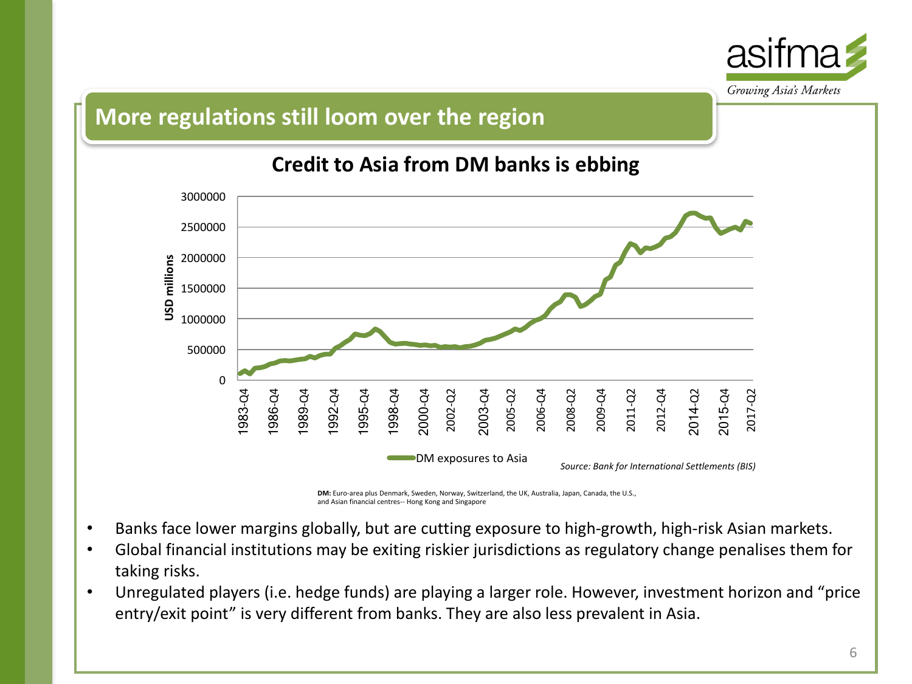## More regulations still loom over the region

### Credit to Asia from DM banks is ebbing

*Source: Bank for International Settlements (BIS)*

**DM:** Euro-area plus Denmark, Sweden, Norway, Switzerland, the UK, Australia, Japan, Canada, the U.S., and Asian financial centres-- Hong Kong and Singapore

- Banks face lower margins globally, but are cutting exposure to high-growth, high-risk Asian markets.
- Global financial institutions may be exiting riskier jurisdictions as regulatory change penalises them for taking risks.
- Unregulated players (i.e. hedge funds) are playing a larger role. However, investment horizon and "price entry/exit point" is very different from banks. They are also less prevalent in Asia.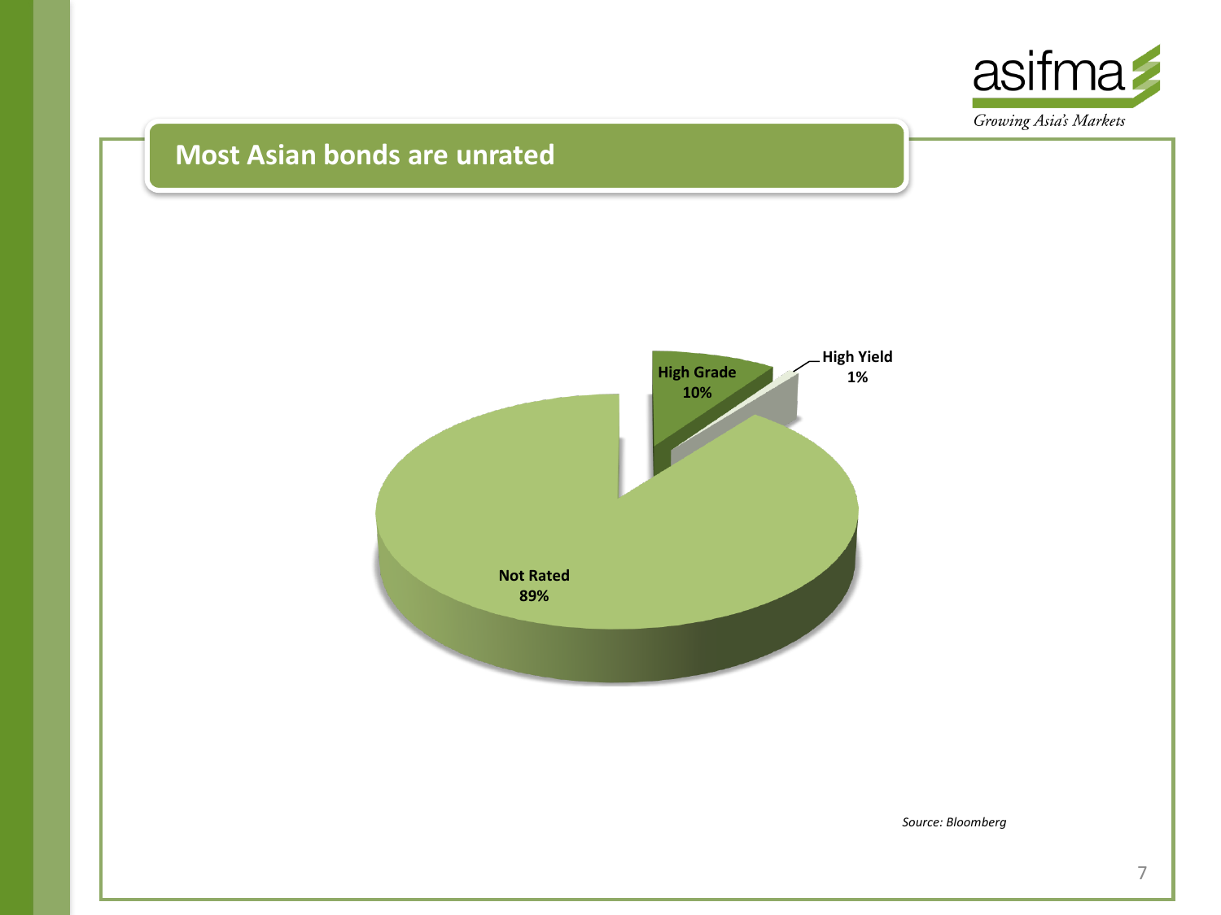## Most Asian bonds are unrated

High Grade 10%

High Yield 1%

Not Rated 89%

*Source: Bloomberg*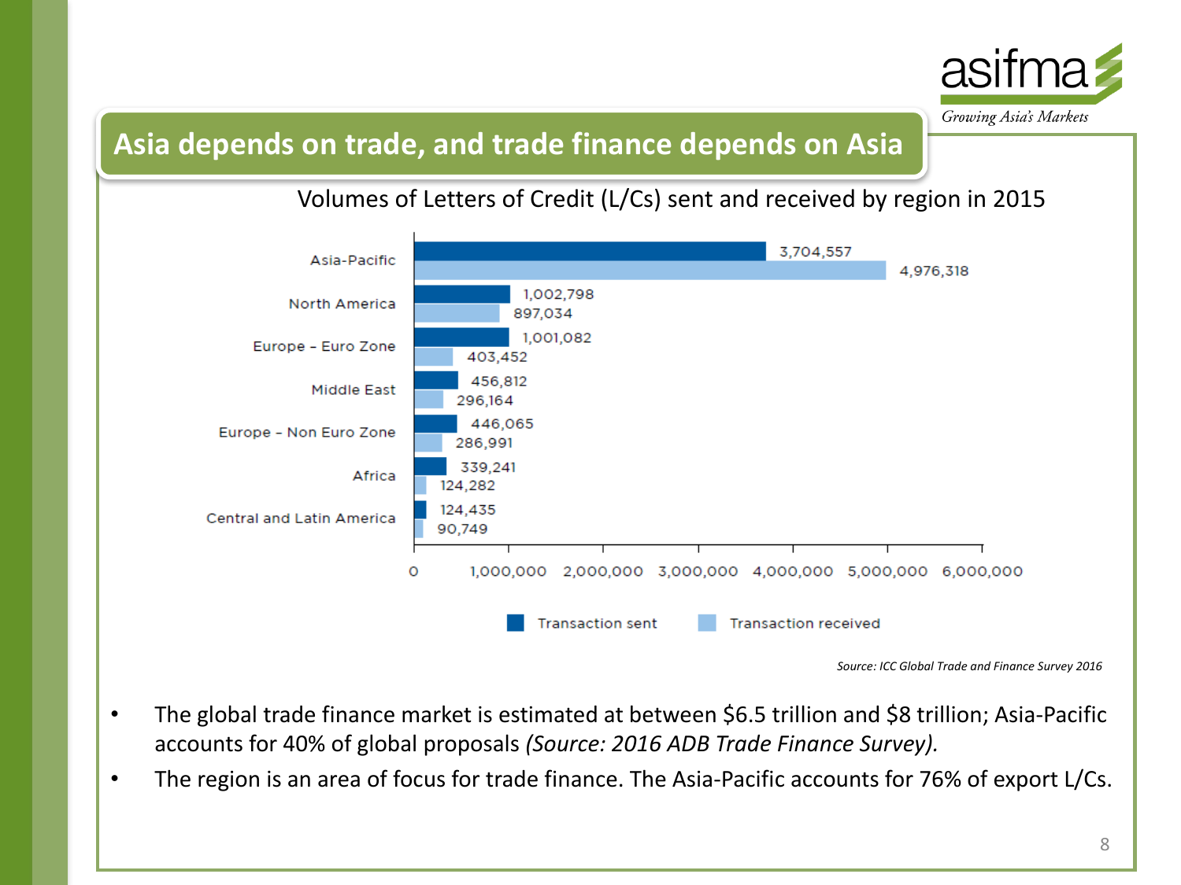# Asia depends on trade, and trade finance depends on Asia

Volumes of Letters of Credit (L/Cs) sent and received by region in 2015

| Region | Transaction sent | Transaction received |
| --- | --- | --- |
| Asia-Pacific | 3,704,557 | 4,976,318 |
| North America | 1,002,798 | 897,034 |
| Europe – Euro Zone | 1,001,082 | 403,452 |
| Middle East | 456,812 | 296,164 |
| Europe – Non Euro Zone | 446,065 | 286,991 |
| Africa | 339,241 | 124,282 |
| Central and Latin America | 124,435 | 90,749 |

*Source: ICC Global Trade and Finance Survey 2016*

- The global trade finance market is estimated at between $6.5 trillion and $8 trillion; Asia-Pacific accounts for 40% of global proposals *(Source: 2016 ADB Trade Finance Survey).*
- The region is an area of focus for trade finance. The Asia-Pacific accounts for 76% of export L/Cs.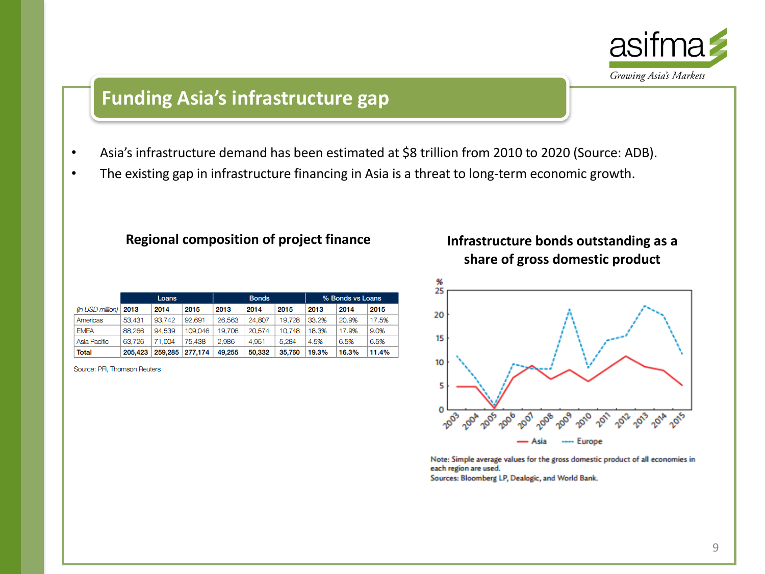# Funding Asia's infrastructure gap

- Asia's infrastructure demand has been estimated at $8 trillion from 2010 to 2020 (Source: ADB).
- The existing gap in infrastructure financing in Asia is a threat to long-term economic growth.

## Regional composition of project finance

| | Loans | | | Bonds | | | % Bonds vs Loans | | |
|---|---|---|---|---|---|---|---|---|---|
| *(in USD million)* | 2013 | 2014 | 2015 | 2013 | 2014 | 2015 | 2013 | 2014 | 2015 |
| Americas | 53,431 | 93,742 | 92,691 | 26,563 | 24,807 | 19,728 | 33.2% | 20.9% | 17.5% |
| EMEA | 88,266 | 94,539 | 109,046 | 19,706 | 20,574 | 10,748 | 18.3% | 17.9% | 9.0% |
| Asia Pacific | 63,726 | 71,004 | 75,438 | 2,986 | 4,951 | 5,284 | 4.5% | 6.5% | 6.5% |
| **Total** | **205,423** | **259,285** | **277,174** | **49,255** | **50,332** | **35,760** | **19.3%** | **16.3%** | **11.4%** |

Source: PFI, Thomson Reuters

## Infrastructure bonds outstanding as a share of gross domestic product

Note: Simple average values for the gross domestic product of all economies in each region are used.
Sources: Bloomberg LP, Dealogic, and World Bank.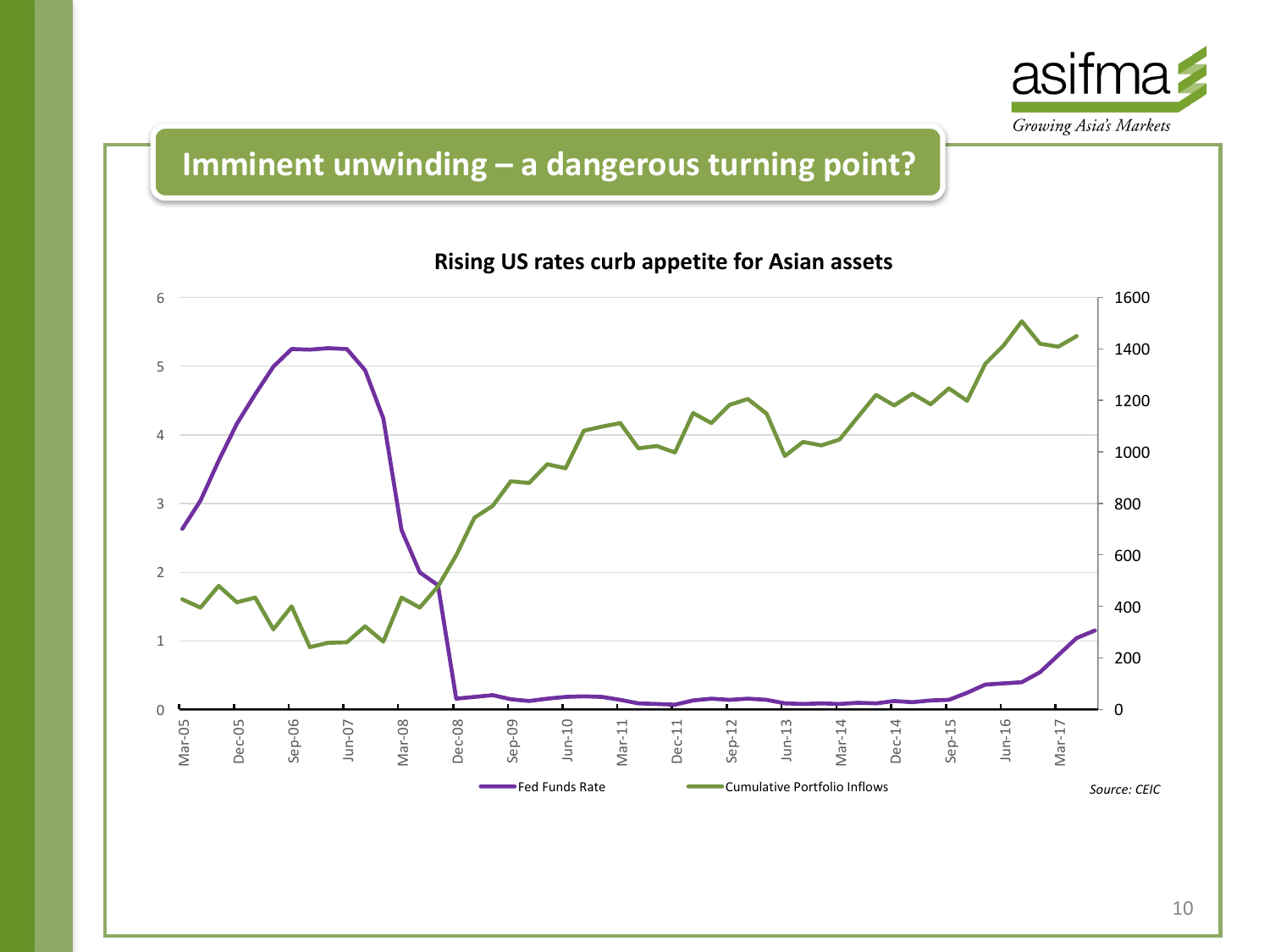asifma
Growing Asia's Markets

## Imminent unwinding – a dangerous turning point?

**Rising US rates curb appetite for Asian assets**

6
5
4
3
2
1
0

1600
1400
1200
1000
800
600
400
200
0

Mar-05
Dec-05
Sep-06
Jun-07
Mar-08
Dec-08
Sep-09
Jun-10
Mar-11
Dec-11
Sep-12
Jun-13
Mar-14
Dec-14
Sep-15
Jun-16
Mar-17

Fed Funds Rate
Cumulative Portfolio Inflows

*Source: CEIC*